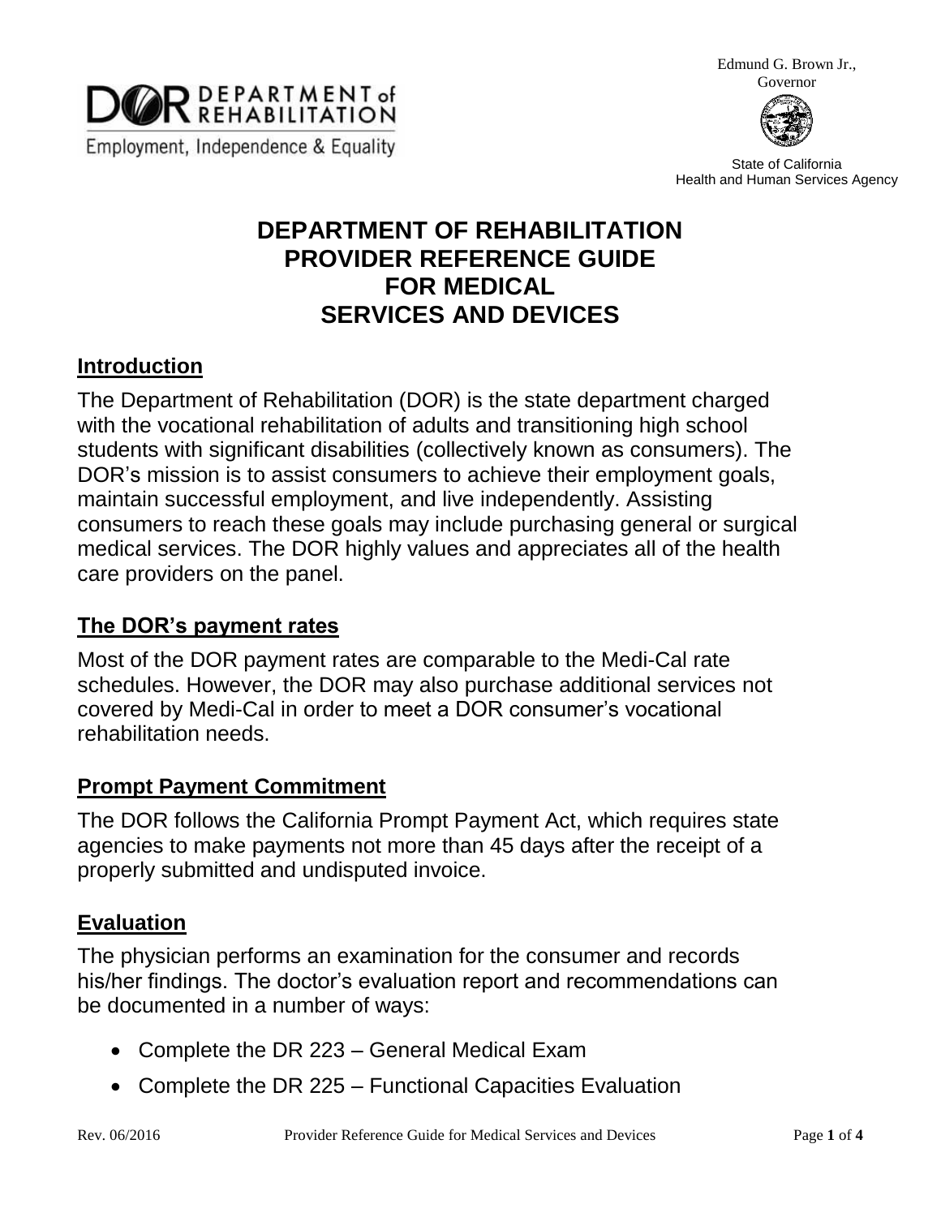DEPARTMENT of REHABILITATION
Employment, Independence & Equality

Edmund G. Brown Jr.,
Governor

State of California
Health and Human Services Agency

# DEPARTMENT OF REHABILITATION PROVIDER REFERENCE GUIDE FOR MEDICAL SERVICES AND DEVICES

## Introduction

The Department of Rehabilitation (DOR) is the state department charged with the vocational rehabilitation of adults and transitioning high school students with significant disabilities (collectively known as consumers). The DOR's mission is to assist consumers to achieve their employment goals, maintain successful employment, and live independently. Assisting consumers to reach these goals may include purchasing general or surgical medical services. The DOR highly values and appreciates all of the health care providers on the panel.

## The DOR's payment rates

Most of the DOR payment rates are comparable to the Medi-Cal rate schedules. However, the DOR may also purchase additional services not covered by Medi-Cal in order to meet a DOR consumer's vocational rehabilitation needs.

## Prompt Payment Commitment

The DOR follows the California Prompt Payment Act, which requires state agencies to make payments not more than 45 days after the receipt of a properly submitted and undisputed invoice.

## Evaluation

The physician performs an examination for the consumer and records his/her findings. The doctor's evaluation report and recommendations can be documented in a number of ways:

- Complete the DR 223 – General Medical Exam
- Complete the DR 225 – Functional Capacities Evaluation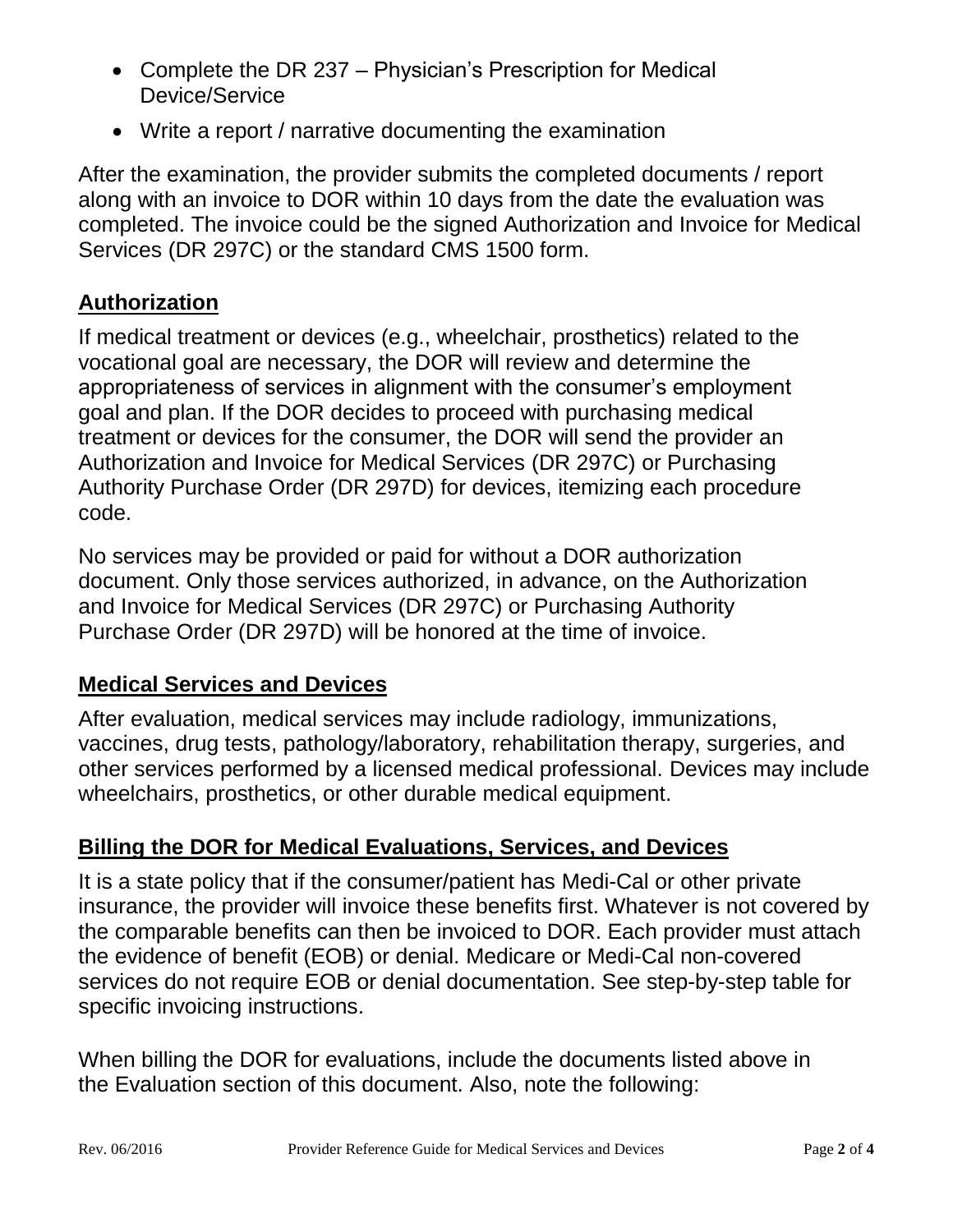- Complete the DR 237 – Physician's Prescription for Medical Device/Service
- Write a report / narrative documenting the examination

After the examination, the provider submits the completed documents / report along with an invoice to DOR within 10 days from the date the evaluation was completed. The invoice could be the signed Authorization and Invoice for Medical Services (DR 297C) or the standard CMS 1500 form.

## Authorization

If medical treatment or devices (e.g., wheelchair, prosthetics) related to the vocational goal are necessary, the DOR will review and determine the appropriateness of services in alignment with the consumer's employment goal and plan. If the DOR decides to proceed with purchasing medical treatment or devices for the consumer, the DOR will send the provider an Authorization and Invoice for Medical Services (DR 297C) or Purchasing Authority Purchase Order (DR 297D) for devices, itemizing each procedure code.

No services may be provided or paid for without a DOR authorization document. Only those services authorized, in advance, on the Authorization and Invoice for Medical Services (DR 297C) or Purchasing Authority Purchase Order (DR 297D) will be honored at the time of invoice.

## Medical Services and Devices

After evaluation, medical services may include radiology, immunizations, vaccines, drug tests, pathology/laboratory, rehabilitation therapy, surgeries, and other services performed by a licensed medical professional. Devices may include wheelchairs, prosthetics, or other durable medical equipment.

## Billing the DOR for Medical Evaluations, Services, and Devices

It is a state policy that if the consumer/patient has Medi-Cal or other private insurance, the provider will invoice these benefits first. Whatever is not covered by the comparable benefits can then be invoiced to DOR. Each provider must attach the evidence of benefit (EOB) or denial. Medicare or Medi-Cal non-covered services do not require EOB or denial documentation. See step-by-step table for specific invoicing instructions.

When billing the DOR for evaluations, include the documents listed above in the Evaluation section of this document. Also, note the following: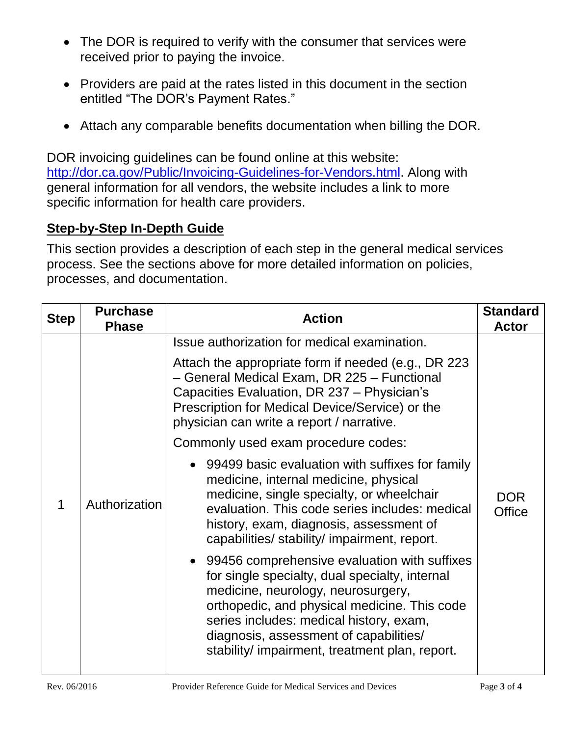- The DOR is required to verify with the consumer that services were received prior to paying the invoice.
- Providers are paid at the rates listed in this document in the section entitled "The DOR's Payment Rates."
- Attach any comparable benefits documentation when billing the DOR.

DOR invoicing guidelines can be found online at this website: [http://dor.ca.gov/Public/Invoicing-Guidelines-for-Vendors.html](http://dor.ca.gov/Public/Invoicing-Guidelines-for-Vendors.html). Along with general information for all vendors, the website includes a link to more specific information for health care providers.

## Step-by-Step In-Depth Guide

This section provides a description of each step in the general medical services process. See the sections above for more detailed information on policies, processes, and documentation.

| Step | Purchase Phase | Action | Standard Actor |
|---|---|---|---|
| 1 | Authorization | Issue authorization for medical examination.<br><br>Attach the appropriate form if needed (e.g., DR 223 – General Medical Exam, DR 225 – Functional Capacities Evaluation, DR 237 – Physician's Prescription for Medical Device/Service) or the physician can write a report / narrative.<br><br>Commonly used exam procedure codes:<br><br>• 99499 basic evaluation with suffixes for family medicine, internal medicine, physical medicine, single specialty, or wheelchair evaluation. This code series includes: medical history, exam, diagnosis, assessment of capabilities/ stability/ impairment, report.<br><br>• 99456 comprehensive evaluation with suffixes for single specialty, dual specialty, internal medicine, neurology, neurosurgery, orthopedic, and physical medicine. This code series includes: medical history, exam, diagnosis, assessment of capabilities/ stability/ impairment, treatment plan, report. | DOR Office |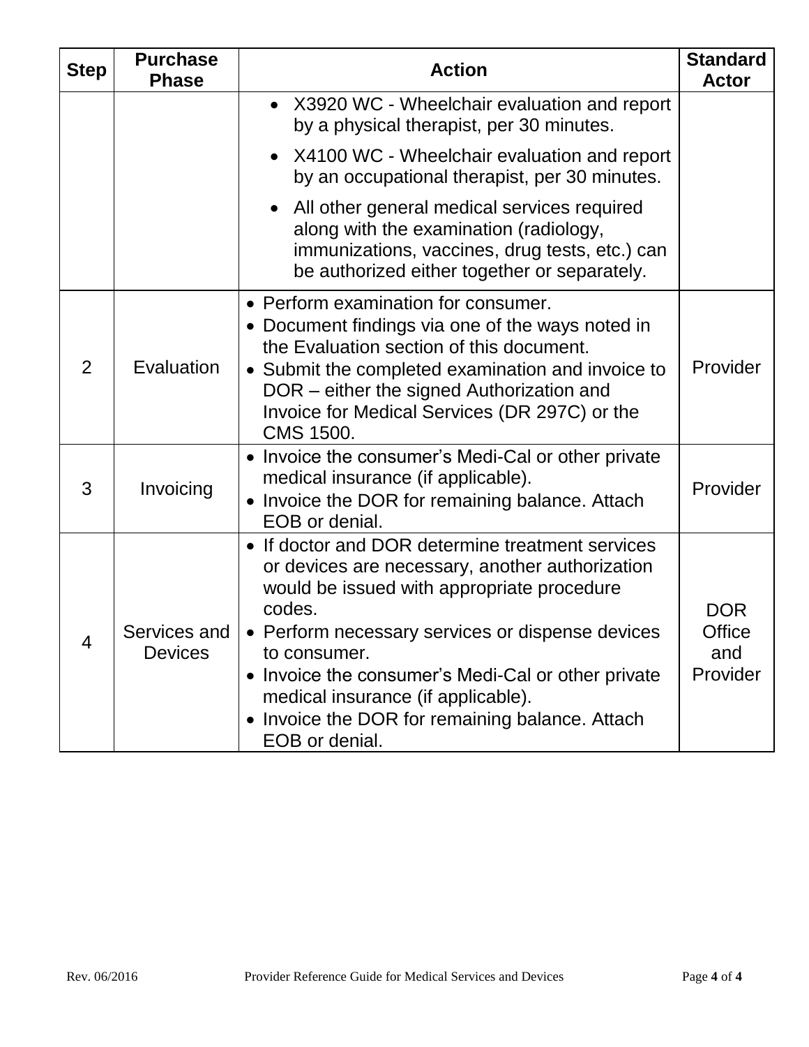| Step | Purchase Phase | Action | Standard Actor |
|---|---|---|---|
| | | • X3920 WC - Wheelchair evaluation and report by a physical therapist, per 30 minutes.<br>• X4100 WC - Wheelchair evaluation and report by an occupational therapist, per 30 minutes.<br>• All other general medical services required along with the examination (radiology, immunizations, vaccines, drug tests, etc.) can be authorized either together or separately. | |
| 2 | Evaluation | • Perform examination for consumer.<br>• Document findings via one of the ways noted in the Evaluation section of this document.<br>• Submit the completed examination and invoice to DOR – either the signed Authorization and Invoice for Medical Services (DR 297C) or the CMS 1500. | Provider |
| 3 | Invoicing | • Invoice the consumer's Medi-Cal or other private medical insurance (if applicable).<br>• Invoice the DOR for remaining balance. Attach EOB or denial. | Provider |
| 4 | Services and Devices | • If doctor and DOR determine treatment services or devices are necessary, another authorization would be issued with appropriate procedure codes.<br>• Perform necessary services or dispense devices to consumer.<br>• Invoice the consumer's Medi-Cal or other private medical insurance (if applicable).<br>• Invoice the DOR for remaining balance. Attach EOB or denial. | DOR Office and Provider |